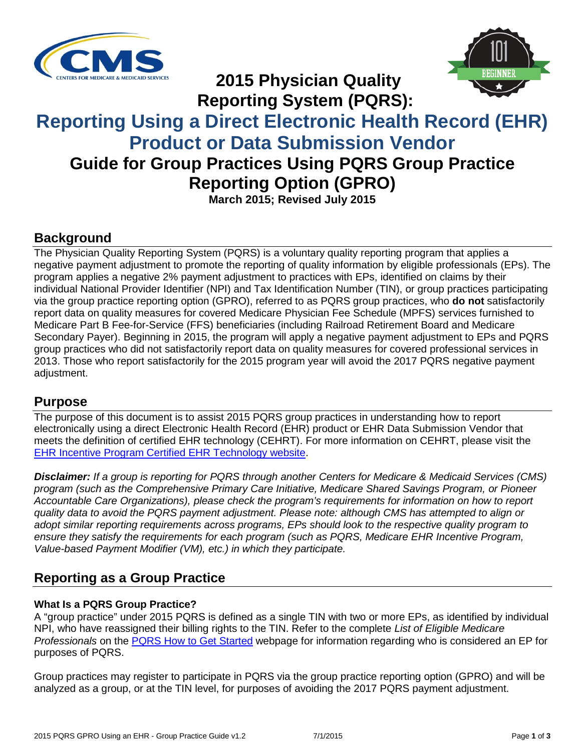# 2015 Physician Quality Reporting System (PQRS):

# Reporting Using a Direct Electronic Health Record (EHR) Product or Data Submission Vendor

# Guide for Group Practices Using PQRS Group Practice Reporting Option (GPRO)

**March 2015; Revised July 2015**

## Background

The Physician Quality Reporting System (PQRS) is a voluntary quality reporting program that applies a negative payment adjustment to promote the reporting of quality information by eligible professionals (EPs). The program applies a negative 2% payment adjustment to practices with EPs, identified on claims by their individual National Provider Identifier (NPI) and Tax Identification Number (TIN), or group practices participating via the group practice reporting option (GPRO), referred to as PQRS group practices, who **do not** satisfactorily report data on quality measures for covered Medicare Physician Fee Schedule (MPFS) services furnished to Medicare Part B Fee-for-Service (FFS) beneficiaries (including Railroad Retirement Board and Medicare Secondary Payer). Beginning in 2015, the program will apply a negative payment adjustment to EPs and PQRS group practices who did not satisfactorily report data on quality measures for covered professional services in 2013. Those who report satisfactorily for the 2015 program year will avoid the 2017 PQRS negative payment adjustment.

## Purpose

The purpose of this document is to assist 2015 PQRS group practices in understanding how to report electronically using a direct Electronic Health Record (EHR) product or EHR Data Submission Vendor that meets the definition of certified EHR technology (CEHRT). For more information on CEHRT, please visit the EHR Incentive Program Certified EHR Technology website.

***Disclaimer:*** *If a group is reporting for PQRS through another Centers for Medicare & Medicaid Services (CMS) program (such as the Comprehensive Primary Care Initiative, Medicare Shared Savings Program, or Pioneer Accountable Care Organizations), please check the program's requirements for information on how to report quality data to avoid the PQRS payment adjustment. Please note: although CMS has attempted to align or adopt similar reporting requirements across programs, EPs should look to the respective quality program to ensure they satisfy the requirements for each program (such as PQRS, Medicare EHR Incentive Program, Value-based Payment Modifier (VM), etc.) in which they participate.*

## Reporting as a Group Practice

### What Is a PQRS Group Practice?

A "group practice" under 2015 PQRS is defined as a single TIN with two or more EPs, as identified by individual NPI, who have reassigned their billing rights to the TIN. Refer to the complete *List of Eligible Medicare Professionals* on the PQRS How to Get Started webpage for information regarding who is considered an EP for purposes of PQRS.

Group practices may register to participate in PQRS via the group practice reporting option (GPRO) and will be analyzed as a group, or at the TIN level, for purposes of avoiding the 2017 PQRS payment adjustment.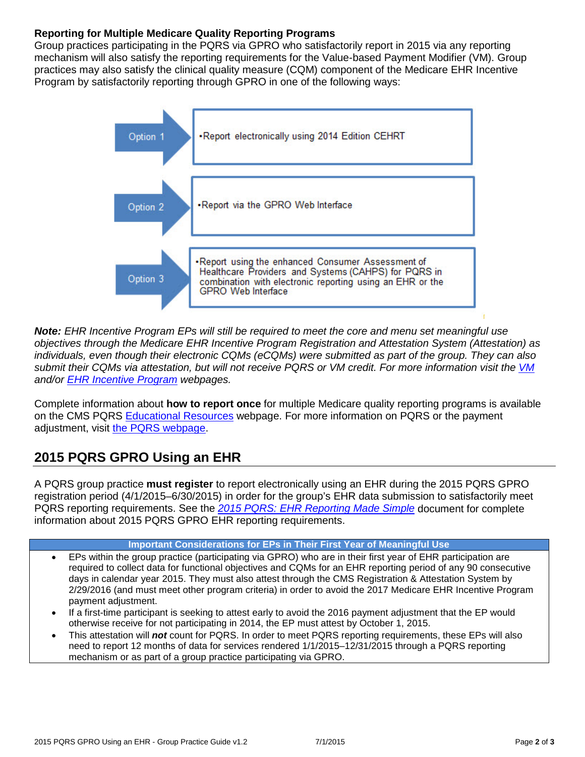**Reporting for Multiple Medicare Quality Reporting Programs**

Group practices participating in the PQRS via GPRO who satisfactorily report in 2015 via any reporting mechanism will also satisfy the reporting requirements for the Value-based Payment Modifier (VM). Group practices may also satisfy the clinical quality measure (CQM) component of the Medicare EHR Incentive Program by satisfactorily reporting through GPRO in one of the following ways:

| | |
|---|---|
| Option 1 | • Report electronically using 2014 Edition CEHRT |
| Option 2 | • Report via the GPRO Web Interface |
| Option 3 | • Report using the enhanced Consumer Assessment of Healthcare Providers and Systems (CAHPS) for PQRS in combination with electronic reporting using an EHR or the GPRO Web Interface |

***Note:*** *EHR Incentive Program EPs will still be required to meet the core and menu set meaningful use objectives through the Medicare EHR Incentive Program Registration and Attestation System (Attestation) as individuals, even though their electronic CQMs (eCQMs) were submitted as part of the group. They can also submit their CQMs via attestation, but will not receive PQRS or VM credit. For more information visit the VM and/or EHR Incentive Program webpages.*

Complete information about **how to report once** for multiple Medicare quality reporting programs is available on the CMS PQRS Educational Resources webpage. For more information on PQRS or the payment adjustment, visit the PQRS webpage.

## 2015 PQRS GPRO Using an EHR

A PQRS group practice **must register** to report electronically using an EHR during the 2015 PQRS GPRO registration period (4/1/2015–6/30/2015) in order for the group's EHR data submission to satisfactorily meet PQRS reporting requirements. See the *2015 PQRS: EHR Reporting Made Simple* document for complete information about 2015 PQRS GPRO EHR reporting requirements.

| Important Considerations for EPs in Their First Year of Meaningful Use |
|---|
| • EPs within the group practice (participating via GPRO) who are in their first year of EHR participation are required to collect data for functional objectives and CQMs for an EHR reporting period of any 90 consecutive days in calendar year 2015. They must also attest through the CMS Registration & Attestation System by 2/29/2016 (and must meet other program criteria) in order to avoid the 2017 Medicare EHR Incentive Program payment adjustment. |
| • If a first-time participant is seeking to attest early to avoid the 2016 payment adjustment that the EP would otherwise receive for not participating in 2014, the EP must attest by October 1, 2015. |
| • This attestation will ***not*** count for PQRS. In order to meet PQRS reporting requirements, these EPs will also need to report 12 months of data for services rendered 1/1/2015–12/31/2015 through a PQRS reporting mechanism or as part of a group practice participating via GPRO. |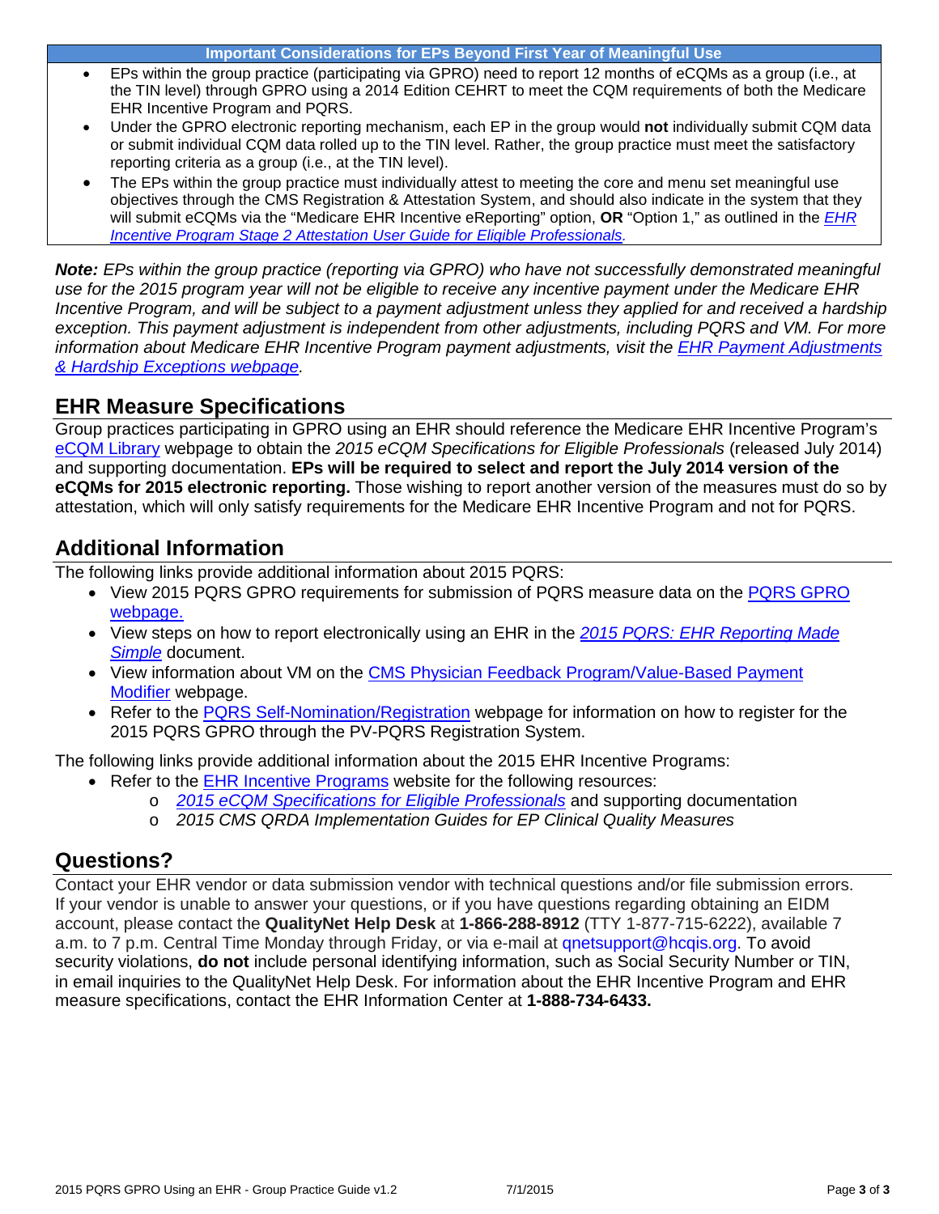| Important Considerations for EPs Beyond First Year of Meaningful Use |
| --- |
| • EPs within the group practice (participating via GPRO) need to report 12 months of eCQMs as a group (i.e., at the TIN level) through GPRO using a 2014 Edition CEHRT to meet the CQM requirements of both the Medicare EHR Incentive Program and PQRS.<br>• Under the GPRO electronic reporting mechanism, each EP in the group would **not** individually submit CQM data or submit individual CQM data rolled up to the TIN level. Rather, the group practice must meet the satisfactory reporting criteria as a group (i.e., at the TIN level).<br>• The EPs within the group practice must individually attest to meeting the core and menu set meaningful use objectives through the CMS Registration & Attestation System, and should also indicate in the system that they will submit eCQMs via the "Medicare EHR Incentive eReporting" option, **OR** "Option 1," as outlined in the *EHR Incentive Program Stage 2 Attestation User Guide for Eligible Professionals*. |

***Note:*** *EPs within the group practice (reporting via GPRO) who have not successfully demonstrated meaningful use for the 2015 program year will not be eligible to receive any incentive payment under the Medicare EHR Incentive Program, and will be subject to a payment adjustment unless they applied for and received a hardship exception. This payment adjustment is independent from other adjustments, including PQRS and VM. For more information about Medicare EHR Incentive Program payment adjustments, visit the EHR Payment Adjustments & Hardship Exceptions webpage.*

## EHR Measure Specifications

Group practices participating in GPRO using an EHR should reference the Medicare EHR Incentive Program's eCQM Library webpage to obtain the *2015 eCQM Specifications for Eligible Professionals* (released July 2014) and supporting documentation. **EPs will be required to select and report the July 2014 version of the eCQMs for 2015 electronic reporting.** Those wishing to report another version of the measures must do so by attestation, which will only satisfy requirements for the Medicare EHR Incentive Program and not for PQRS.

## Additional Information

The following links provide additional information about 2015 PQRS:

- View 2015 PQRS GPRO requirements for submission of PQRS measure data on the PQRS GPRO webpage.
- View steps on how to report electronically using an EHR in the *2015 PQRS: EHR Reporting Made Simple* document.
- View information about VM on the CMS Physician Feedback Program/Value-Based Payment Modifier webpage.
- Refer to the PQRS Self-Nomination/Registration webpage for information on how to register for the 2015 PQRS GPRO through the PV-PQRS Registration System.

The following links provide additional information about the 2015 EHR Incentive Programs:

- Refer to the EHR Incentive Programs website for the following resources:
  - *2015 eCQM Specifications for Eligible Professionals* and supporting documentation
  - *2015 CMS QRDA Implementation Guides for EP Clinical Quality Measures*

## Questions?

Contact your EHR vendor or data submission vendor with technical questions and/or file submission errors. If your vendor is unable to answer your questions, or if you have questions regarding obtaining an EIDM account, please contact the **QualityNet Help Desk** at **1-866-288-8912** (TTY 1-877-715-6222), available 7 a.m. to 7 p.m. Central Time Monday through Friday, or via e-mail at qnetsupport@hcqis.org. To avoid security violations, **do not** include personal identifying information, such as Social Security Number or TIN, in email inquiries to the QualityNet Help Desk. For information about the EHR Incentive Program and EHR measure specifications, contact the EHR Information Center at **1-888-734-6433.**